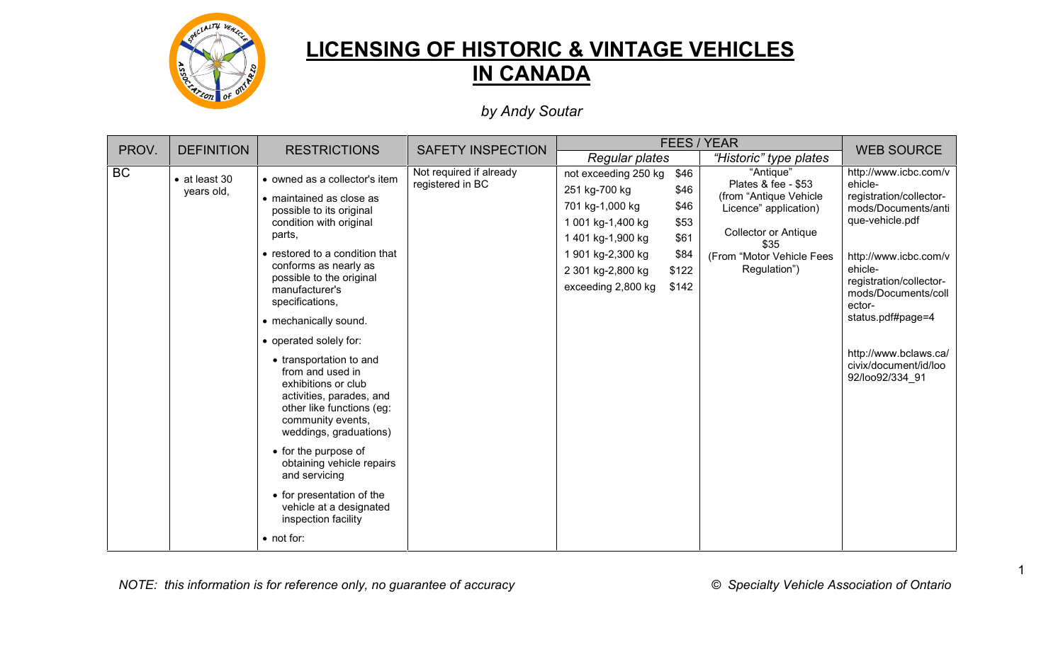# LICENSING OF HISTORIC & VINTAGE VEHICLES IN CANADA

*by Andy Soutar*

| PROV. | DEFINITION | RESTRICTIONS | SAFETY INSPECTION | FEES / YEAR | | WEB SOURCE |
|---|---|---|---|---|---|---|
| | | | | *Regular plates* | *"Historic" type plates* | |
| BC | • at least 30 years old, | • owned as a collector's item<br>• maintained as close as possible to its original condition with original parts,<br>• restored to a condition that conforms as nearly as possible to the original manufacturer's specifications,<br>• mechanically sound.<br>• operated solely for:<br>  • transportation to and from and used in exhibitions or club activities, parades, and other like functions (eg: community events, weddings, graduations)<br>  • for the purpose of obtaining vehicle repairs and servicing<br>  • for presentation of the vehicle at a designated inspection facility<br>• not for: | Not required if already registered in BC | not exceeding 250 kg $46<br>251 kg-700 kg $46<br>701 kg-1,000 kg $46<br>1 001 kg-1,400 kg $53<br>1 401 kg-1,900 kg $61<br>1 901 kg-2,300 kg $84<br>2 301 kg-2,800 kg $122<br>exceeding 2,800 kg $142 | "Antique" Plates & fee - $53 (from "Antique Vehicle Licence" application)<br><br>Collector or Antique $35 (From "Motor Vehicle Fees Regulation") | http://www.icbc.com/vehicle-registration/collector-mods/Documents/antique-vehicle.pdf<br><br>http://www.icbc.com/vehicle-registration/collector-mods/Documents/collector-status.pdf#page=4<br><br>http://www.bclaws.ca/civix/document/id/loo92/loo92/334_91 |

*NOTE: this information is for reference only, no guarantee of accuracy*

*© Specialty Vehicle Association of Ontario*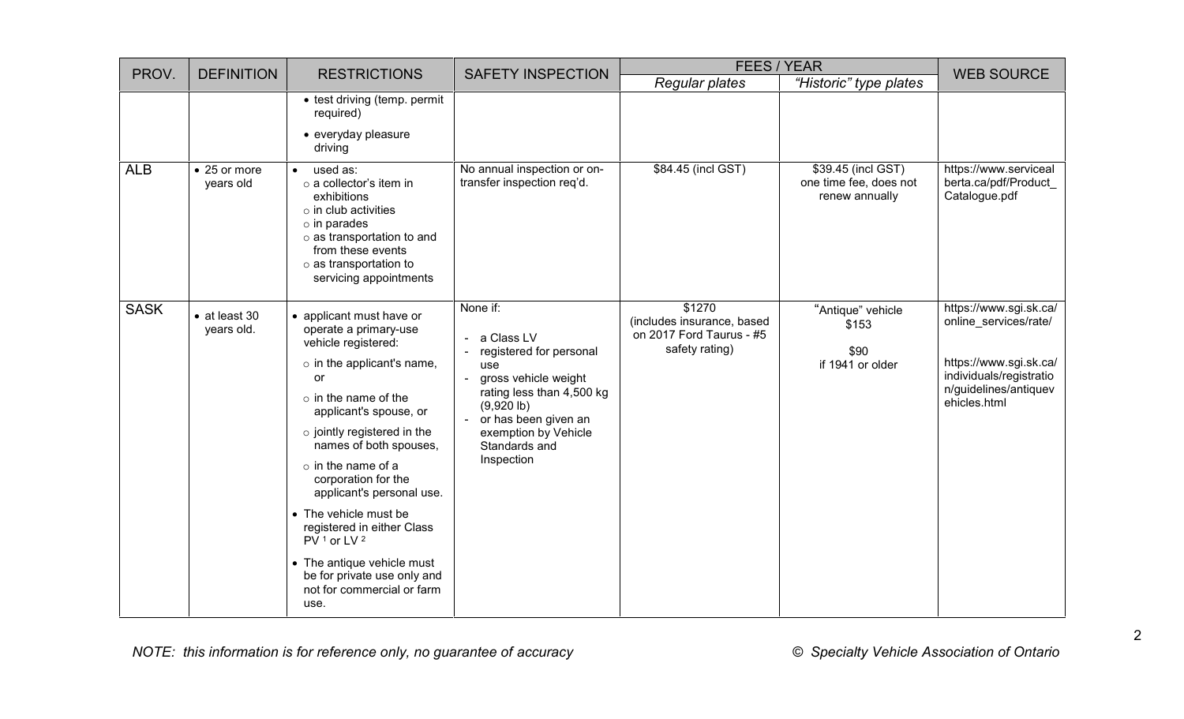| PROV. | DEFINITION | RESTRICTIONS | SAFETY INSPECTION | FEES / YEAR | | WEB SOURCE |
|---|---|---|---|---|---|---|
| | | | | *Regular plates* | *"Historic" type plates* | |
| | | • test driving (temp. permit required)<br>• everyday pleasure driving | | | | |
| ALB | • 25 or more years old | • used as:<br>○ a collector's item in exhibitions<br>○ in club activities<br>○ in parades<br>○ as transportation to and from these events<br>○ as transportation to servicing appointments | No annual inspection or on-transfer inspection req'd. | $84.45 (incl GST) | $39.45 (incl GST) one time fee, does not renew annually | https://www.servicealberta.ca/pdf/Product_Catalogue.pdf |
| SASK | • at least 30 years old. | • applicant must have or operate a primary-use vehicle registered:<br>○ in the applicant's name, or<br>○ in the name of the applicant's spouse, or<br>○ jointly registered in the names of both spouses,<br>○ in the name of a corporation for the applicant's personal use.<br>• The vehicle must be registered in either Class PV [1] or LV [2]<br>• The antique vehicle must be for private use only and not for commercial or farm use. | None if:<br>- a Class LV<br>- registered for personal use<br>- gross vehicle weight rating less than 4,500 kg (9,920 lb)<br>- or has been given an exemption by Vehicle Standards and Inspection | $1270 (includes insurance, based on 2017 Ford Taurus - #5 safety rating) | "Antique" vehicle $153<br>$90 if 1941 or older | https://www.sgi.sk.ca/online_services/rate/<br><br>https://www.sgi.sk.ca/individuals/registration/guidelines/antiquevehicles.html |

*NOTE: this information is for reference only, no guarantee of accuracy*

*© Specialty Vehicle Association of Ontario*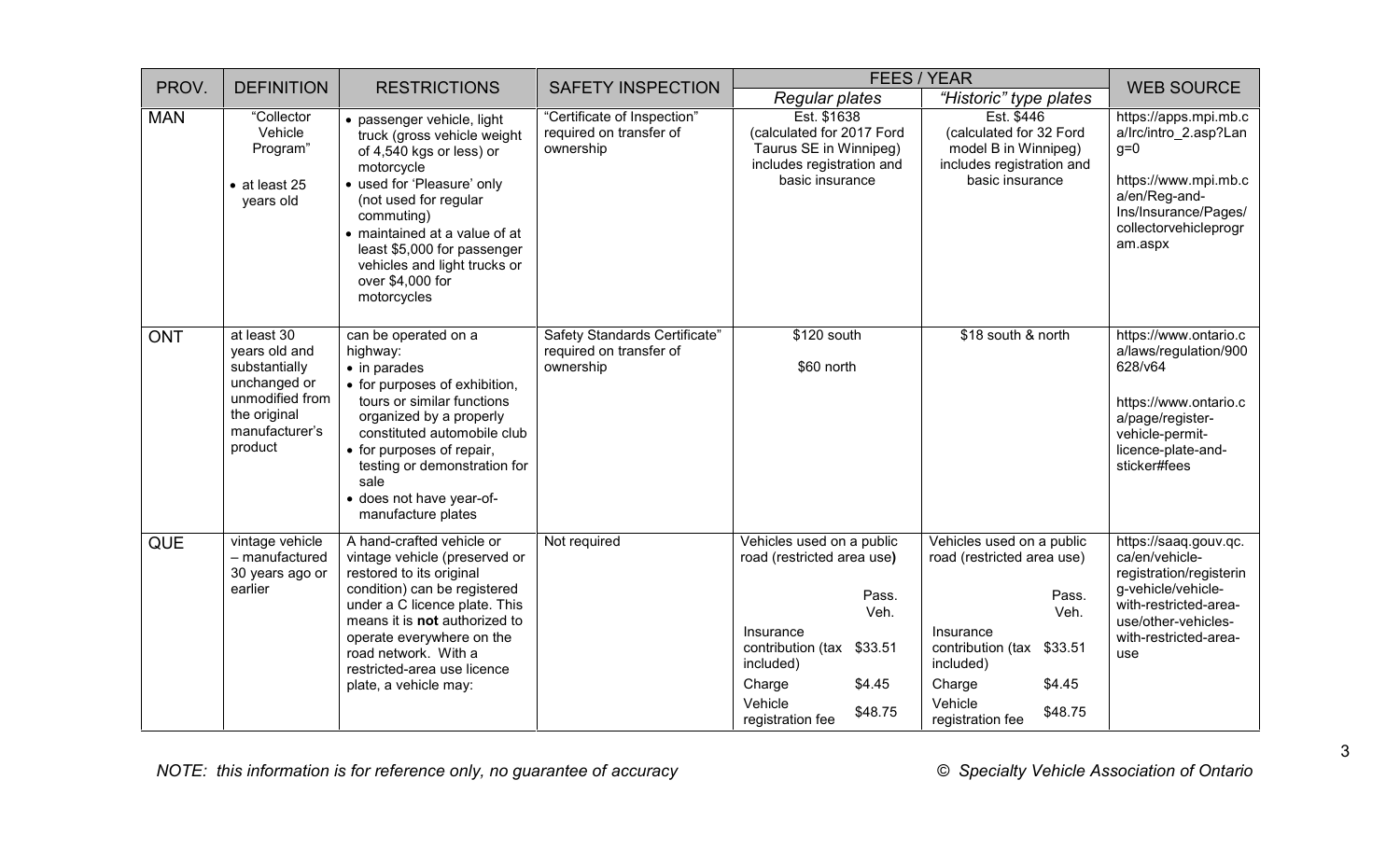| PROV. | DEFINITION | RESTRICTIONS | SAFETY INSPECTION | FEES / YEAR | | WEB SOURCE |
|---|---|---|---|---|---|---|
| | | | | *Regular plates* | *"Historic" type plates* | |
| MAN | "Collector Vehicle Program"<br><br>• at least 25 years old | • passenger vehicle, light truck (gross vehicle weight of 4,540 kgs or less) or motorcycle<br>• used for 'Pleasure' only (not used for regular commuting)<br>• maintained at a value of at least $5,000 for passenger vehicles and light trucks or over $4,000 for motorcycles | "Certificate of Inspection" required on transfer of ownership | Est. $1638 (calculated for 2017 Ford Taurus SE in Winnipeg) includes registration and basic insurance | Est. $446 (calculated for 32 Ford model B in Winnipeg) includes registration and basic insurance | https://apps.mpi.mb.ca/lrc/intro_2.asp?Lang=0<br><br>https://www.mpi.mb.ca/en/Reg-and-Ins/Insurance/Pages/collectorvehicleprogram.aspx |
| ONT | at least 30 years old and substantially unchanged or unmodified from the original manufacturer's product | can be operated on a highway:<br>• in parades<br>• for purposes of exhibition, tours or similar functions organized by a properly constituted automobile club<br>• for purposes of repair, testing or demonstration for sale<br>• does not have year-of-manufacture plates | Safety Standards Certificate" required on transfer of ownership | $120 south<br><br>$60 north | $18 south & north | https://www.ontario.ca/laws/regulation/900628/v64<br><br>https://www.ontario.ca/page/register-vehicle-permit-licence-plate-and-sticker#fees |
| QUE | vintage vehicle – manufactured 30 years ago or earlier | A hand-crafted vehicle or vintage vehicle (preserved or restored to its original condition) can be registered under a C licence plate. This means it is **not** authorized to operate everywhere on the road network. With a restricted-area use licence plate, a vehicle may: | Not required | Vehicles used on a public road (restricted area use**)**<br><br>Pass. Veh.<br>Insurance contribution (tax included) $33.51<br>Charge $4.45<br>Vehicle registration fee $48.75 | Vehicles used on a public road (restricted area use)<br><br>Pass. Veh.<br>Insurance contribution (tax included) $33.51<br>Charge $4.45<br>Vehicle registration fee $48.75 | https://saaq.gouv.qc.ca/en/vehicle-registration/registering-vehicle/vehicle-with-restricted-area-use/other-vehicles-with-restricted-area-use |

*NOTE: this information is for reference only, no guarantee of accuracy* *© Specialty Vehicle Association of Ontario*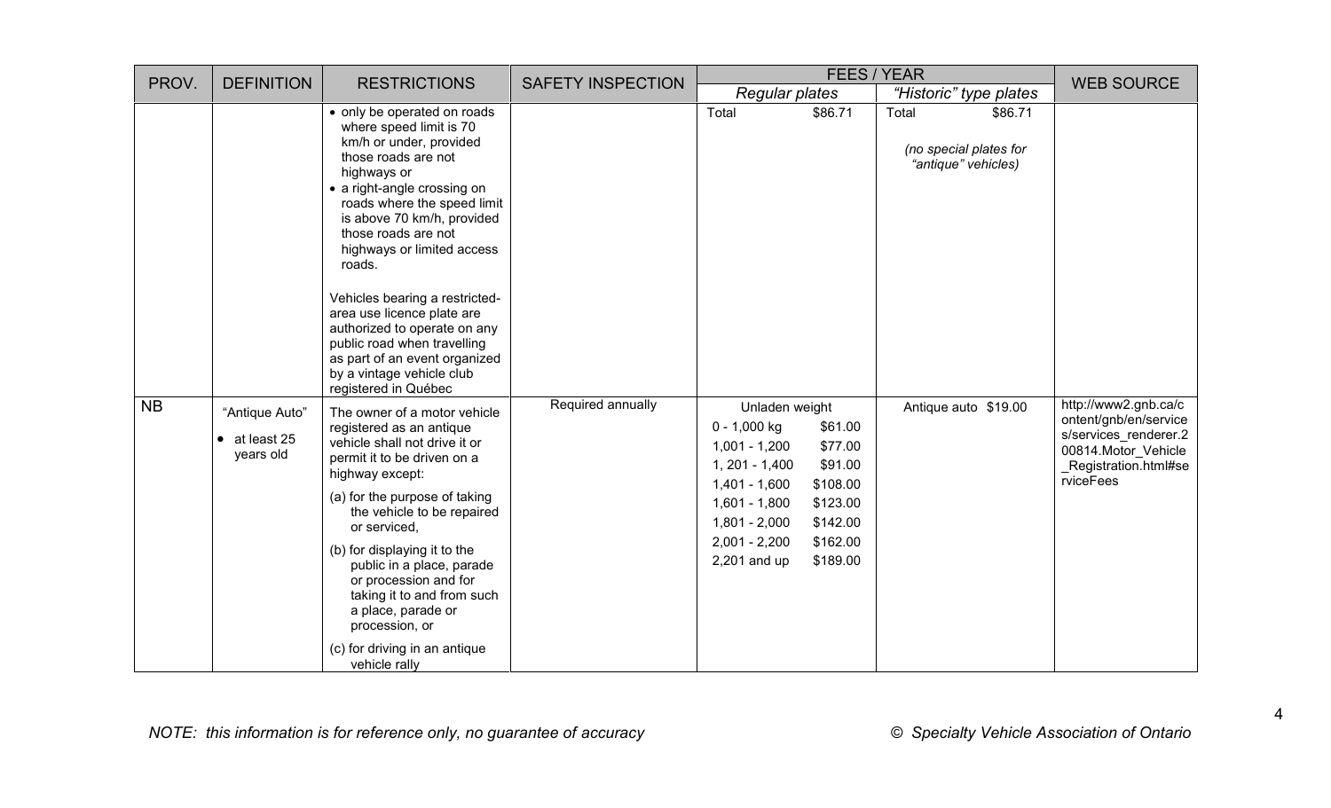| PROV. | DEFINITION | RESTRICTIONS | SAFETY INSPECTION | FEES / YEAR | | WEB SOURCE |
|---|---|---|---|---|---|---|
| | | | | *Regular plates* | *"Historic" type plates* | |
| | | • only be operated on roads where speed limit is 70 km/h or under, provided those roads are not highways or<br>• a right-angle crossing on roads where the speed limit is above 70 km/h, provided those roads are not highways or limited access roads.<br><br>Vehicles bearing a restricted-area use licence plate are authorized to operate on any public road when travelling as part of an event organized by a vintage vehicle club registered in Québec | | Total $86.71 | Total $86.71<br><br>*(no special plates for "antique" vehicles)* | |
| NB | "Antique Auto"<br>• at least 25 years old | The owner of a motor vehicle registered as an antique vehicle shall not drive it or permit it to be driven on a highway except:<br>(a) for the purpose of taking the vehicle to be repaired or serviced,<br>(b) for displaying it to the public in a place, parade or procession and for taking it to and from such a place, parade or procession, or<br>(c) for driving in an antique vehicle rally | Required annually | Unladen weight<br>0 - 1,000 kg $61.00<br>1,001 - 1,200 $77.00<br>1, 201 - 1,400 $91.00<br>1,401 - 1,600 $108.00<br>1,601 - 1,800 $123.00<br>1,801 - 2,000 $142.00<br>2,001 - 2,200 $162.00<br>2,201 and up $189.00 | Antique auto $19.00 | http://www2.gnb.ca/content/gnb/en/services/services_renderer.200814.Motor_Vehicle_Registration.html#serviceFees |

*NOTE: this information is for reference only, no guarantee of accuracy*

*© Specialty Vehicle Association of Ontario*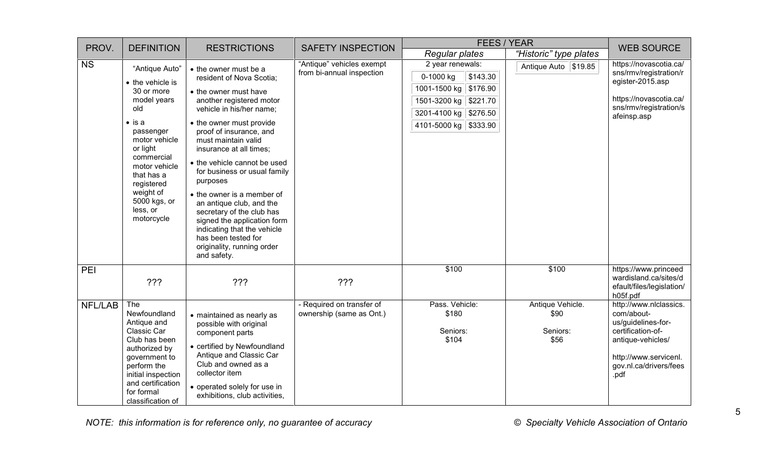| PROV. | DEFINITION | RESTRICTIONS | SAFETY INSPECTION | FEES / YEAR | | WEB SOURCE |
|---|---|---|---|---|---|---|
| | | | | *Regular plates* | *"Historic" type plates* | |
| NS | "Antique Auto"<br>• the vehicle is 30 or more model years old<br>• is a passenger motor vehicle or light commercial motor vehicle that has a registered weight of 5000 kgs, or less, or motorcycle | • the owner must be a resident of Nova Scotia;<br>• the owner must have another registered motor vehicle in his/her name;<br>• the owner must provide proof of insurance, and must maintain valid insurance at all times;<br>• the vehicle cannot be used for business or usual family purposes<br>• the owner is a member of an antique club, and the secretary of the club has signed the application form indicating that the vehicle has been tested for originality, running order and safety. | "Antique" vehicles exempt from bi-annual inspection | 2 year renewals:<br>0-1000 kg $143.30<br>1001-1500 kg $176.90<br>1501-3200 kg $221.70<br>3201-4100 kg $276.50<br>4101-5000 kg $333.90 | Antique Auto $19.85 | https://novascotia.ca/sns/rmv/registration/register-2015.asp<br><br>https://novascotia.ca/sns/rmv/registration/safeinsp.asp |
| PEI | ??? | ??? | ??? | $100 | $100 | https://www.princeedwardisland.ca/sites/default/files/legislation/h05f.pdf |
| NFL/LAB | The Newfoundland Antique and Classic Car Club has been authorized by government to perform the initial inspection and certification for formal classification of | • maintained as nearly as possible with original component parts<br>• certified by Newfoundland Antique and Classic Car Club and owned as a collector item<br>• operated solely for use in exhibitions, club activities, | - Required on transfer of ownership (same as Ont.) | Pass. Vehicle:<br>$180<br><br>Seniors:<br>$104 | Antique Vehicle.<br>$90<br><br>Seniors:<br>$56 | http://www.nlclassics.com/about-us/guidelines-for-certification-of-antique-vehicles/<br><br>http://www.servicenl.gov.nl.ca/drivers/fees.pdf |

*NOTE: this information is for reference only, no guarantee of accuracy* *© Specialty Vehicle Association of Ontario*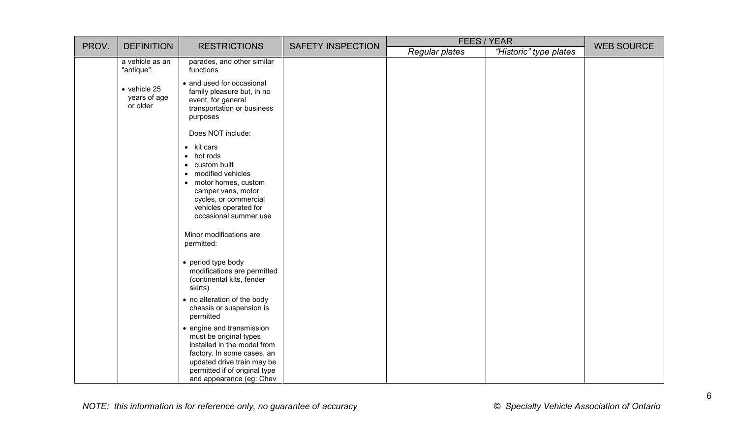| PROV. | DEFINITION | RESTRICTIONS | SAFETY INSPECTION | FEES / YEAR | | WEB SOURCE |
|---|---|---|---|---|---|---|
| | | | | *Regular plates* | *"Historic" type plates* | |
| | a vehicle as an "antique".<br><br>• vehicle 25 years of age or older | parades, and other similar functions<br><br>• and used for occasional family pleasure but, in no event, for general transportation or business purposes<br><br>Does NOT include:<br>• kit cars<br>• hot rods<br>• custom built<br>• modified vehicles<br>• motor homes, custom camper vans, motor cycles, or commercial vehicles operated for occasional summer use<br><br>Minor modifications are permitted:<br><br>• period type body modifications are permitted (continental kits, fender skirts)<br>• no alteration of the body chassis or suspension is permitted<br>• engine and transmission must be original types installed in the model from factory. In some cases, an updated drive train may be permitted if of original type and appearance (eg: Chev | | | | |

*NOTE: this information is for reference only, no guarantee of accuracy*

*© Specialty Vehicle Association of Ontario*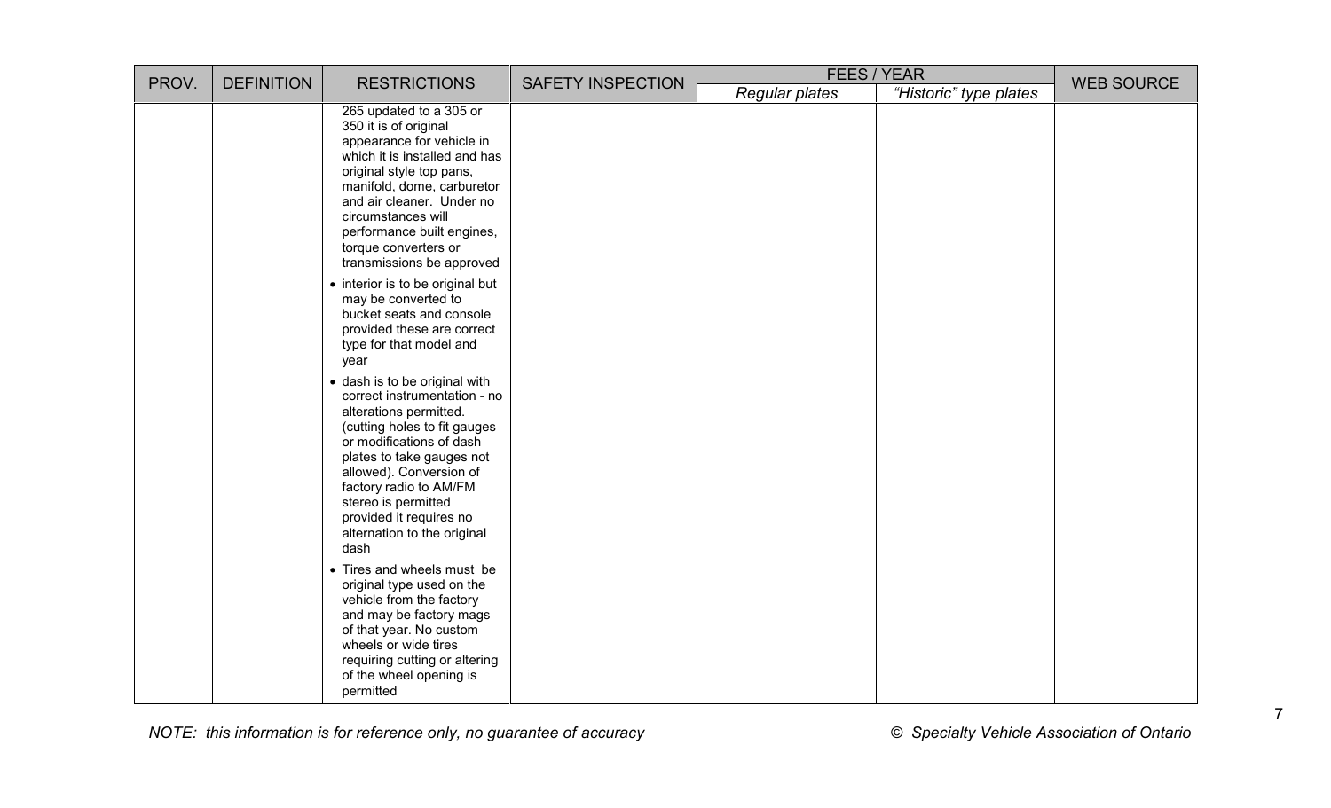| PROV. | DEFINITION | RESTRICTIONS | SAFETY INSPECTION | FEES / YEAR | | WEB SOURCE |
|---|---|---|---|---|---|---|
| | | | | *Regular plates* | *"Historic" type plates* | |
| | | 265 updated to a 305 or 350 it is of original appearance for vehicle in which it is installed and has original style top pans, manifold, dome, carburetor and air cleaner. Under no circumstances will performance built engines, torque converters or transmissions be approved<br>• interior is to be original but may be converted to bucket seats and console provided these are correct type for that model and year<br>• dash is to be original with correct instrumentation - no alterations permitted. (cutting holes to fit gauges or modifications of dash plates to take gauges not allowed). Conversion of factory radio to AM/FM stereo is permitted provided it requires no alternation to the original dash<br>• Tires and wheels must be original type used on the vehicle from the factory and may be factory mags of that year. No custom wheels or wide tires requiring cutting or altering of the wheel opening is permitted | | | | |

*NOTE: this information is for reference only, no guarantee of accuracy* *© Specialty Vehicle Association of Ontario*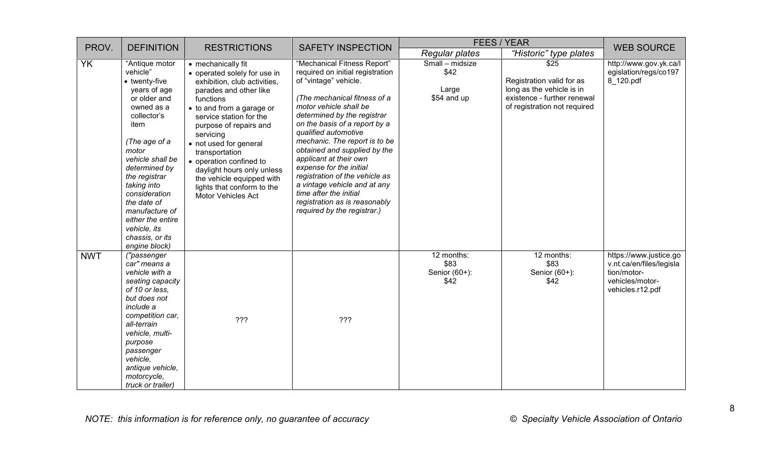| PROV. | DEFINITION | RESTRICTIONS | SAFETY INSPECTION | FEES / YEAR | | WEB SOURCE |
|---|---|---|---|---|---|---|
| | | | | *Regular plates* | *"Historic" type plates* | |
| YK | "Antique motor vehicle"<br>• twenty-five years of age or older and owned as a collector's item<br><br>*(The age of a motor vehicle shall be determined by the registrar taking into consideration the date of manufacture of either the entire vehicle, its chassis, or its engine block)* | • mechanically fit<br>• operated solely for use in exhibition, club activities, parades and other like functions<br>• to and from a garage or service station for the purpose of repairs and servicing<br>• not used for general transportation<br>• operation confined to daylight hours only unless the vehicle equipped with lights that conform to the Motor Vehicles Act | "Mechanical Fitness Report" required on initial registration of "vintage" vehicle.<br><br>*(The mechanical fitness of a motor vehicle shall be determined by the registrar on the basis of a report by a qualified automotive mechanic. The report is to be obtained and supplied by the applicant at their own expense for the initial registration of the vehicle as a vintage vehicle and at any time after the initial registration as is reasonably required by the registrar.)* | Small – midsize<br>$42<br><br>Large<br>$54 and up | $25<br><br>Registration valid for as long as the vehicle is in existence - further renewal of registration not required | http://www.gov.yk.ca/legislation/regs/co1978_120.pdf |
| NWT | *("passenger car" means a vehicle with a seating capacity of 10 or less, but does not include a competition car, all-terrain vehicle, multi-purpose passenger vehicle, antique vehicle, motorcycle, truck or trailer)* | ??? | ??? | 12 months:<br>$83<br>Senior (60+):<br>$42 | 12 months:<br>$83<br>Senior (60+):<br>$42 | https://www.justice.gov.nt.ca/en/files/legislation/motor-vehicles/motor-vehicles.r12.pdf |

*NOTE: this information is for reference only, no guarantee of accuracy*

*© Specialty Vehicle Association of Ontario*